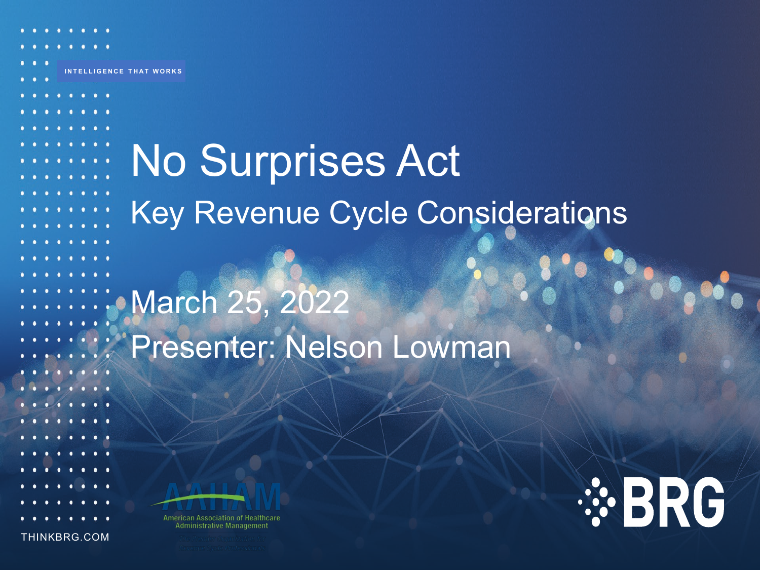INTELLIGENCE THAT WORKS

# No Surprises Act

## Key Revenue Cycle Considerations

March 25, 2022

Presenter: Nelson Lowman

AAHAM
American Association of Healthcare Administrative Management
The Premier Organization for Revenue Cycle Professionals

BRG

THINKBRG.COM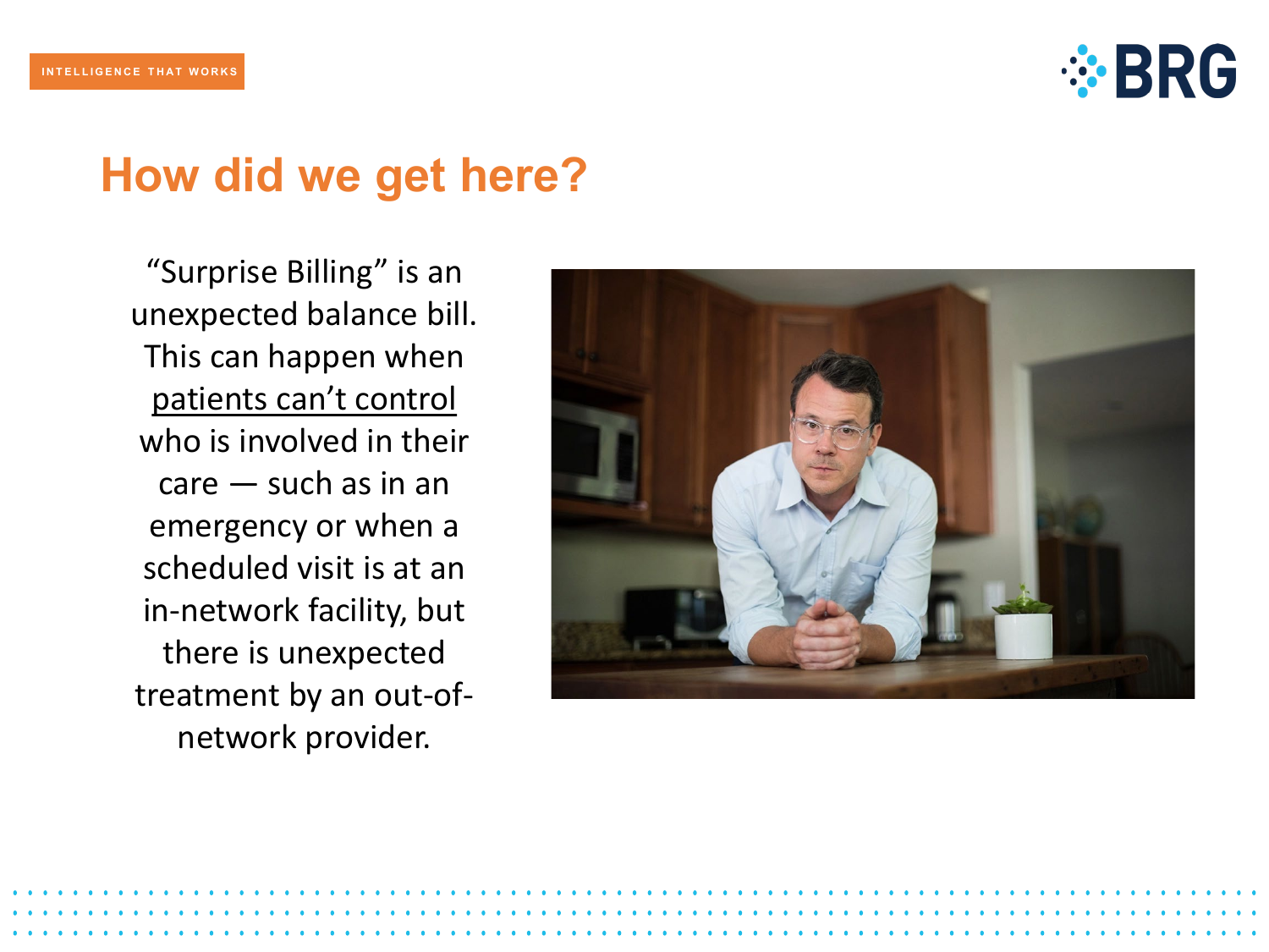## How did we get here?

"Surprise Billing" is an unexpected balance bill. This can happen when <u>patients can't control</u> who is involved in their care — such as in an emergency or when a scheduled visit is at an in-network facility, but there is unexpected treatment by an out-of-network provider.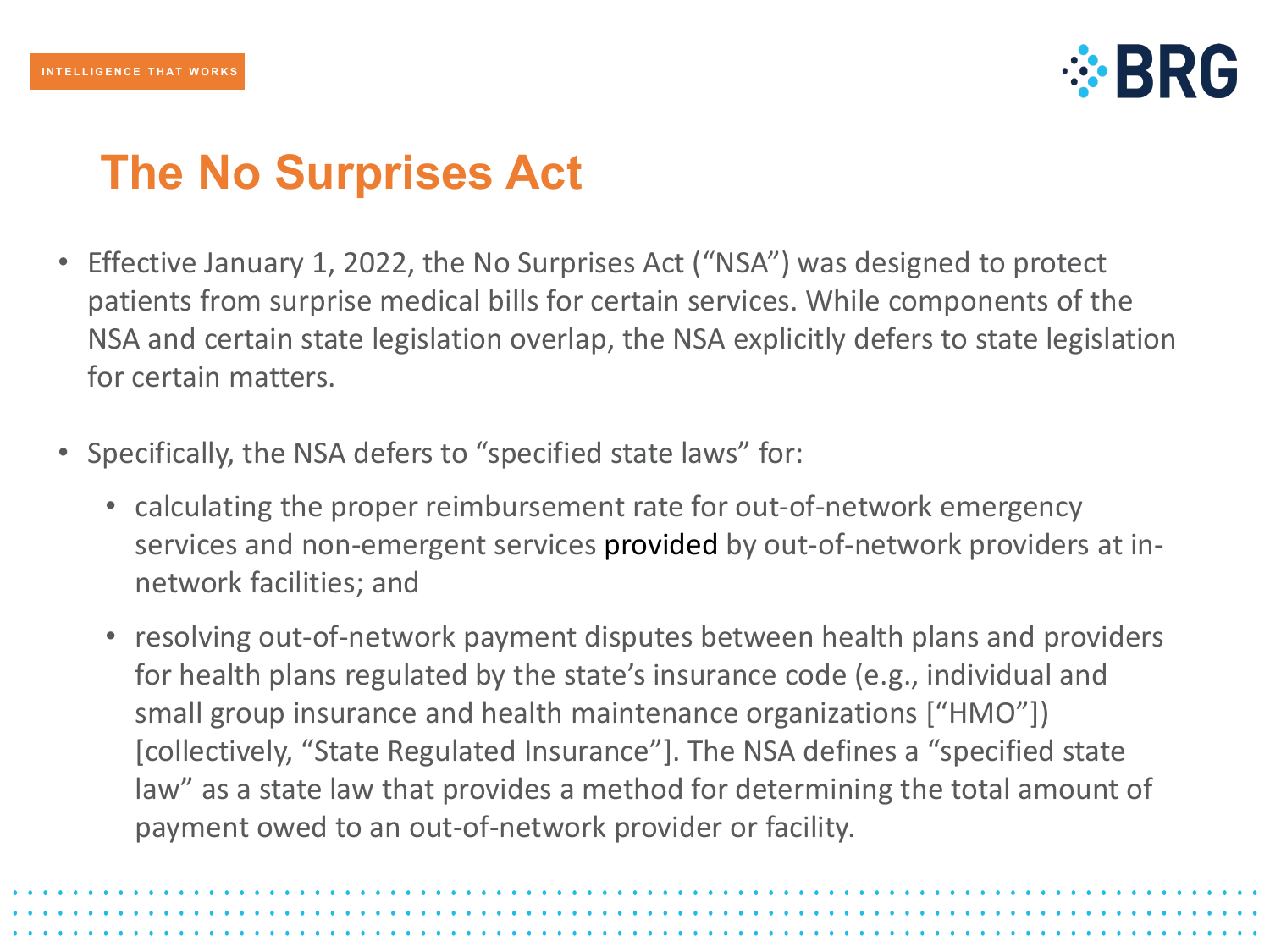# The No Surprises Act

- Effective January 1, 2022, the No Surprises Act ("NSA") was designed to protect patients from surprise medical bills for certain services. While components of the NSA and certain state legislation overlap, the NSA explicitly defers to state legislation for certain matters.

- Specifically, the NSA defers to "specified state laws" for:
  - calculating the proper reimbursement rate for out-of-network emergency services and non-emergent services provided by out-of-network providers at in-network facilities; and
  - resolving out-of-network payment disputes between health plans and providers for health plans regulated by the state's insurance code (e.g., individual and small group insurance and health maintenance organizations ["HMO"]) [collectively, "State Regulated Insurance"]. The NSA defines a "specified state law" as a state law that provides a method for determining the total amount of payment owed to an out-of-network provider or facility.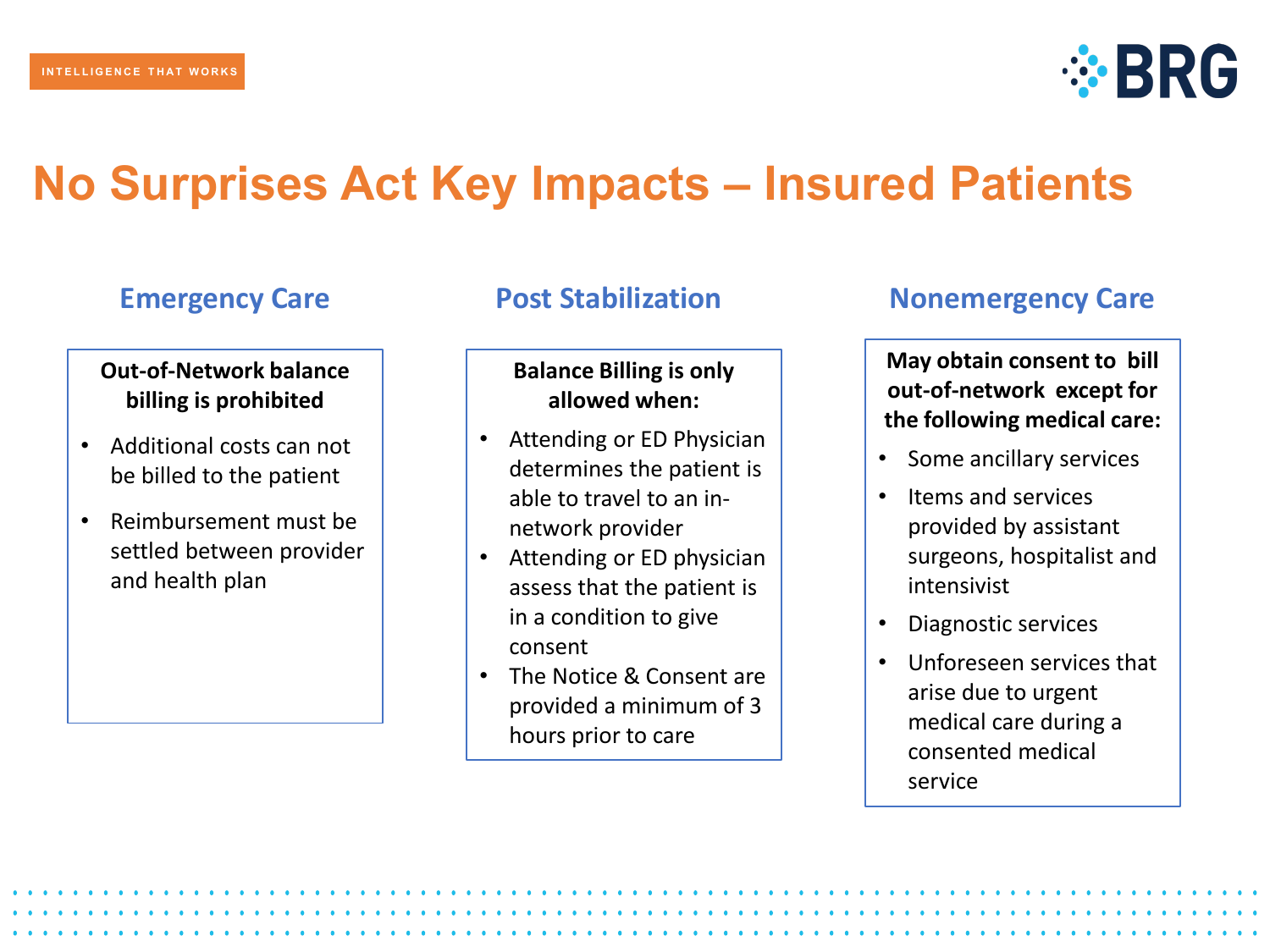# No Surprises Act Key Impacts – Insured Patients

## Emergency Care

**Out-of-Network balance billing is prohibited**

- Additional costs can not be billed to the patient
- Reimbursement must be settled between provider and health plan

## Post Stabilization

**Balance Billing is only allowed when:**

- Attending or ED Physician determines the patient is able to travel to an in-network provider
- Attending or ED physician assess that the patient is in a condition to give consent
- The Notice & Consent are provided a minimum of 3 hours prior to care

## Nonemergency Care

**May obtain consent to bill out-of-network except for the following medical care:**

- Some ancillary services
- Items and services provided by assistant surgeons, hospitalist and intensivist
- Diagnostic services
- Unforeseen services that arise due to urgent medical care during a consented medical service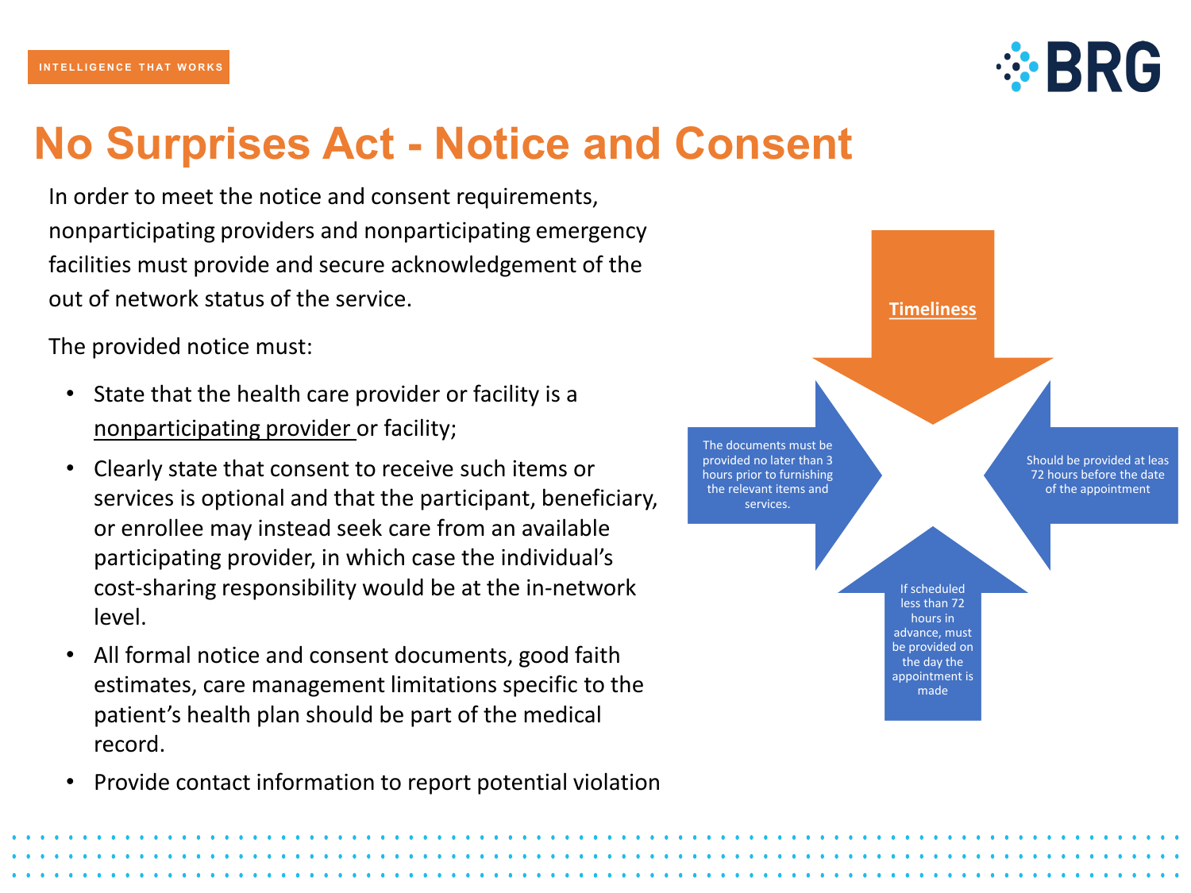# No Surprises Act - Notice and Consent

In order to meet the notice and consent requirements, nonparticipating providers and nonparticipating emergency facilities must provide and secure acknowledgement of the out of network status of the service.

The provided notice must:

- State that the health care provider or facility is a nonparticipating provider or facility;
- Clearly state that consent to receive such items or services is optional and that the participant, beneficiary, or enrollee may instead seek care from an available participating provider, in which case the individual's cost-sharing responsibility would be at the in-network level.
- All formal notice and consent documents, good faith estimates, care management limitations specific to the patient's health plan should be part of the medical record.
- Provide contact information to report potential violation

**Timeliness**

- The documents must be provided no later than 3 hours prior to furnishing the relevant items and services.
- Should be provided at leas 72 hours before the date of the appointment
- If scheduled less than 72 hours in advance, must be provided on the day the appointment is made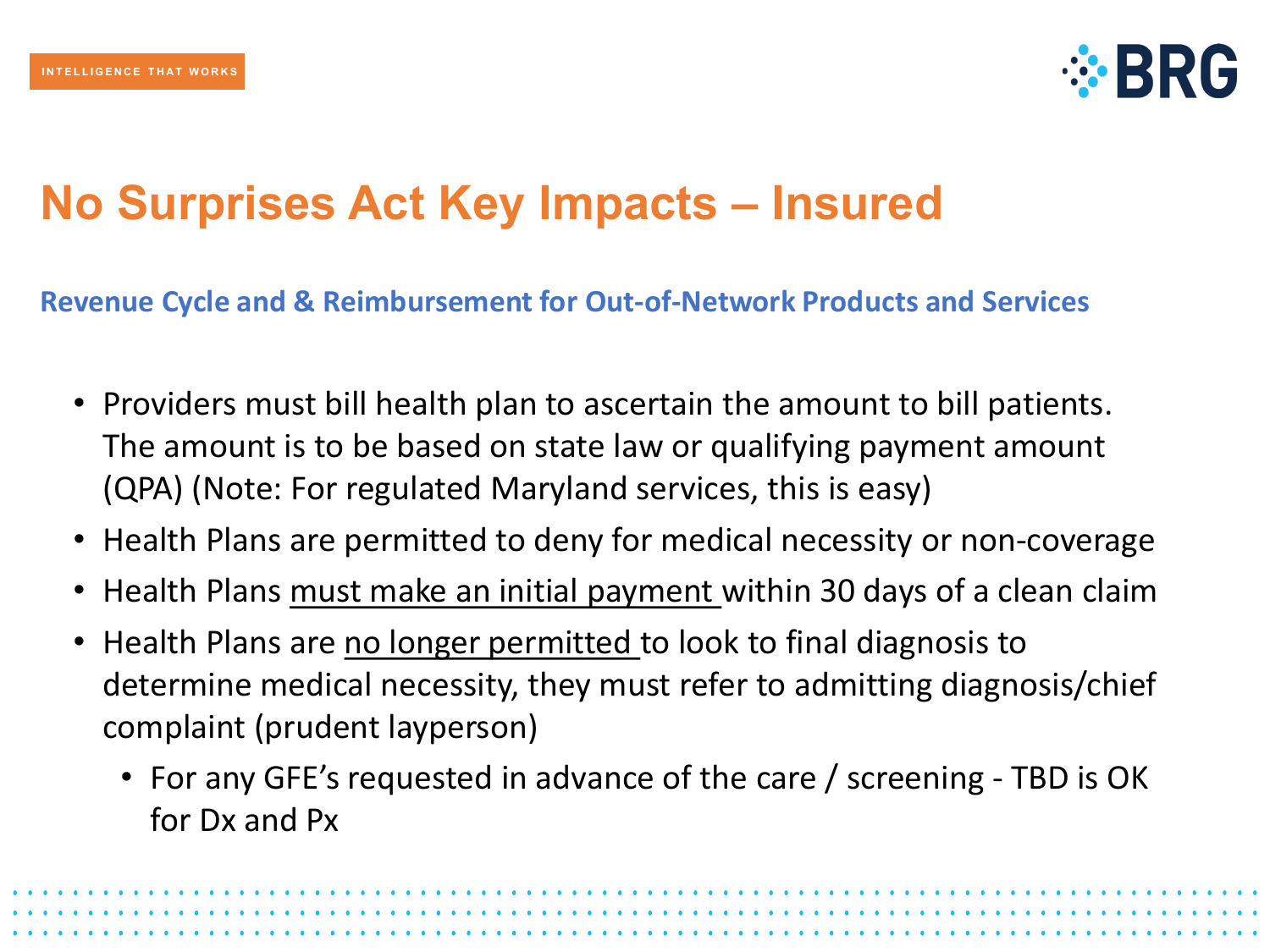# No Surprises Act Key Impacts – Insured

## Revenue Cycle and & Reimbursement for Out-of-Network Products and Services

- Providers must bill health plan to ascertain the amount to bill patients. The amount is to be based on state law or qualifying payment amount (QPA) (Note: For regulated Maryland services, this is easy)
- Health Plans are permitted to deny for medical necessity or non-coverage
- Health Plans <u>must make an initial payment</u> within 30 days of a clean claim
- Health Plans are <u>no longer permitted</u> to look to final diagnosis to determine medical necessity, they must refer to admitting diagnosis/chief complaint (prudent layperson)
  - For any GFE's requested in advance of the care / screening - TBD is OK for Dx and Px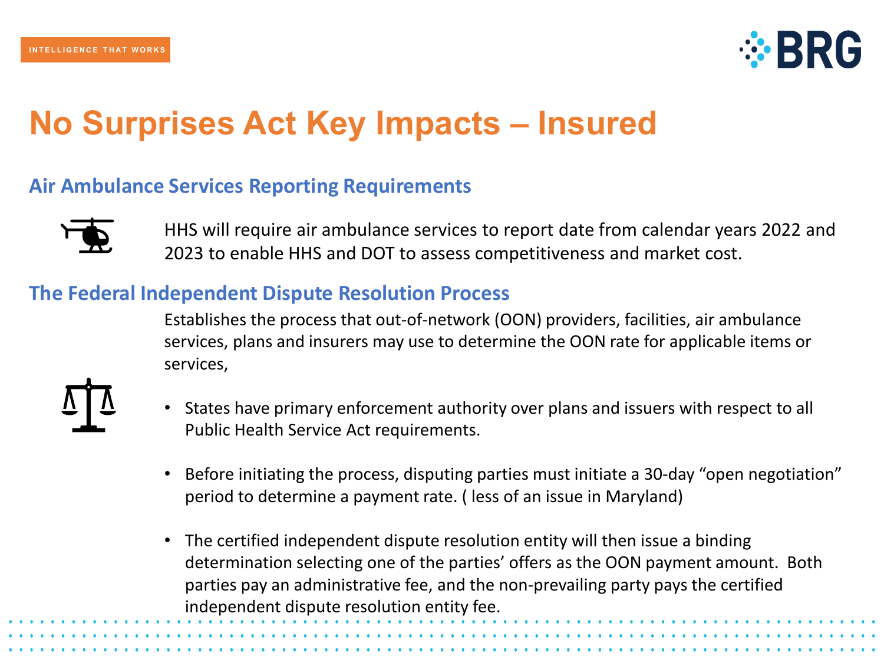INTELLIGENCE THAT WORKS

# No Surprises Act Key Impacts – Insured

## Air Ambulance Services Reporting Requirements

HHS will require air ambulance services to report date from calendar years 2022 and 2023 to enable HHS and DOT to assess competitiveness and market cost.

## The Federal Independent Dispute Resolution Process

Establishes the process that out-of-network (OON) providers, facilities, air ambulance services, plans and insurers may use to determine the OON rate for applicable items or services,

- States have primary enforcement authority over plans and issuers with respect to all Public Health Service Act requirements.
- Before initiating the process, disputing parties must initiate a 30-day "open negotiation" period to determine a payment rate. ( less of an issue in Maryland)
- The certified independent dispute resolution entity will then issue a binding determination selecting one of the parties' offers as the OON payment amount. Both parties pay an administrative fee, and the non-prevailing party pays the certified independent dispute resolution entity fee.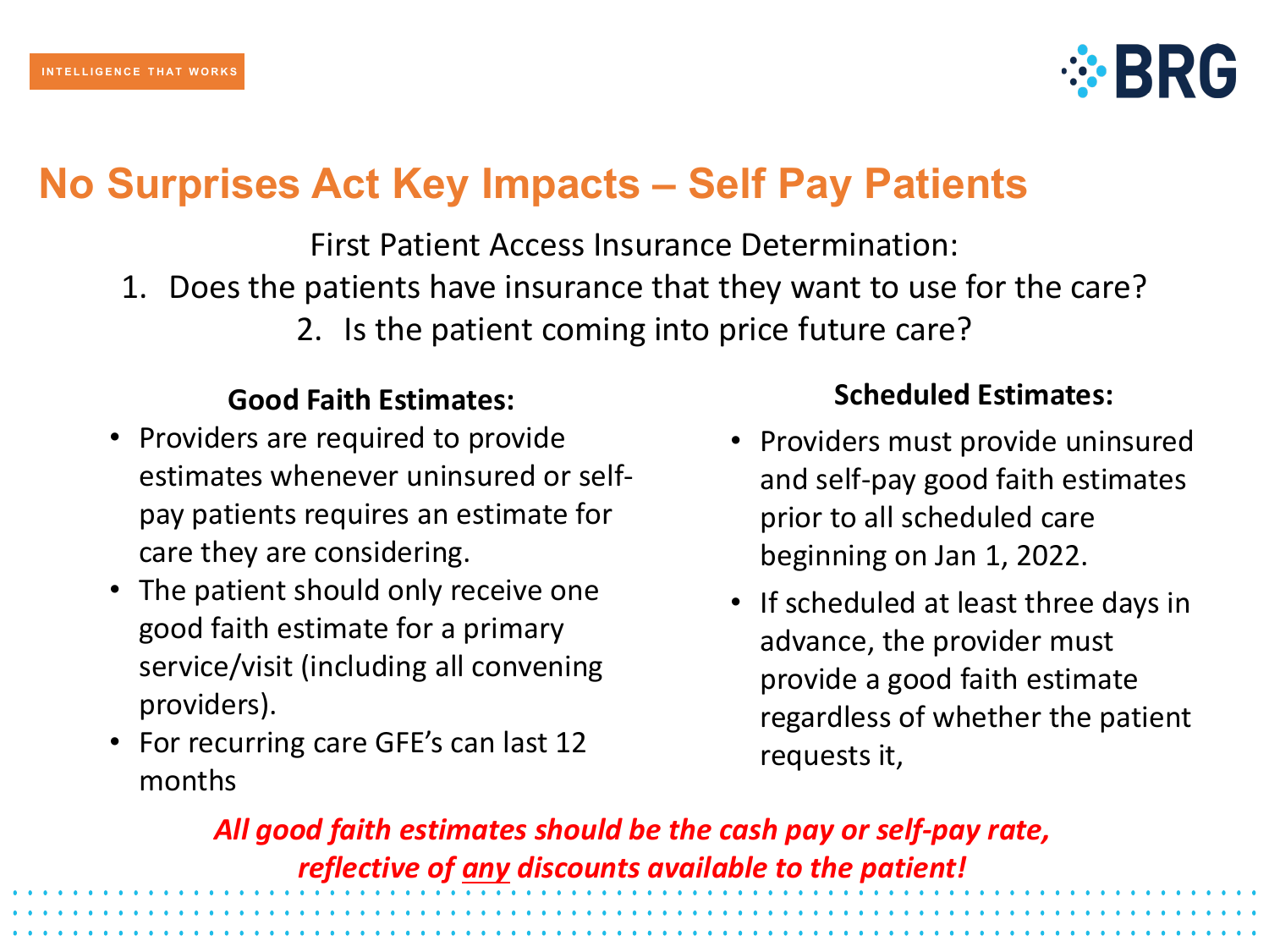# No Surprises Act Key Impacts – Self Pay Patients

First Patient Access Insurance Determination:

1. Does the patients have insurance that they want to use for the care?
2. Is the patient coming into price future care?

**Good Faith Estimates:**

- Providers are required to provide estimates whenever uninsured or self-pay patients requires an estimate for care they are considering.
- The patient should only receive one good faith estimate for a primary service/visit (including all convening providers).
- For recurring care GFE's can last 12 months

**Scheduled Estimates:**

- Providers must provide uninsured and self-pay good faith estimates prior to all scheduled care beginning on Jan 1, 2022.
- If scheduled at least three days in advance, the provider must provide a good faith estimate regardless of whether the patient requests it,

***All good faith estimates should be the cash pay or self-pay rate, reflective of <u>any</u> discounts available to the patient!***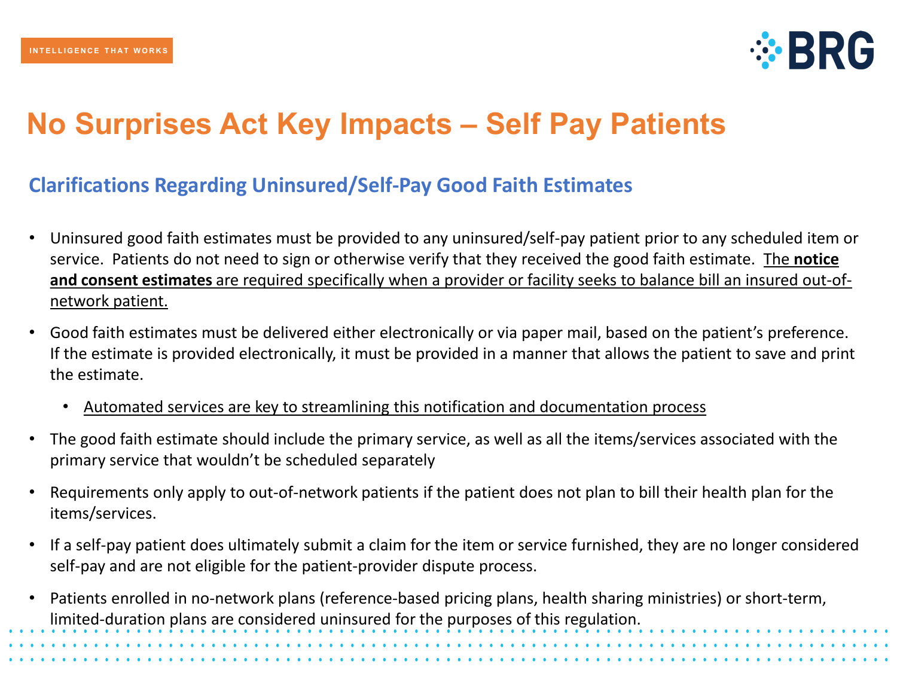# No Surprises Act Key Impacts – Self Pay Patients

## Clarifications Regarding Uninsured/Self-Pay Good Faith Estimates

- Uninsured good faith estimates must be provided to any uninsured/self-pay patient prior to any scheduled item or service. Patients do not need to sign or otherwise verify that they received the good faith estimate. <u>The **notice and consent estimates** are required specifically when a provider or facility seeks to balance bill an insured out-of-network patient.</u>
- Good faith estimates must be delivered either electronically or via paper mail, based on the patient's preference. If the estimate is provided electronically, it must be provided in a manner that allows the patient to save and print the estimate.
  - <u>Automated services are key to streamlining this notification and documentation process</u>
- The good faith estimate should include the primary service, as well as all the items/services associated with the primary service that wouldn't be scheduled separately
- Requirements only apply to out-of-network patients if the patient does not plan to bill their health plan for the items/services.
- If a self-pay patient does ultimately submit a claim for the item or service furnished, they are no longer considered self-pay and are not eligible for the patient-provider dispute process.
- Patients enrolled in no-network plans (reference-based pricing plans, health sharing ministries) or short-term, limited-duration plans are considered uninsured for the purposes of this regulation.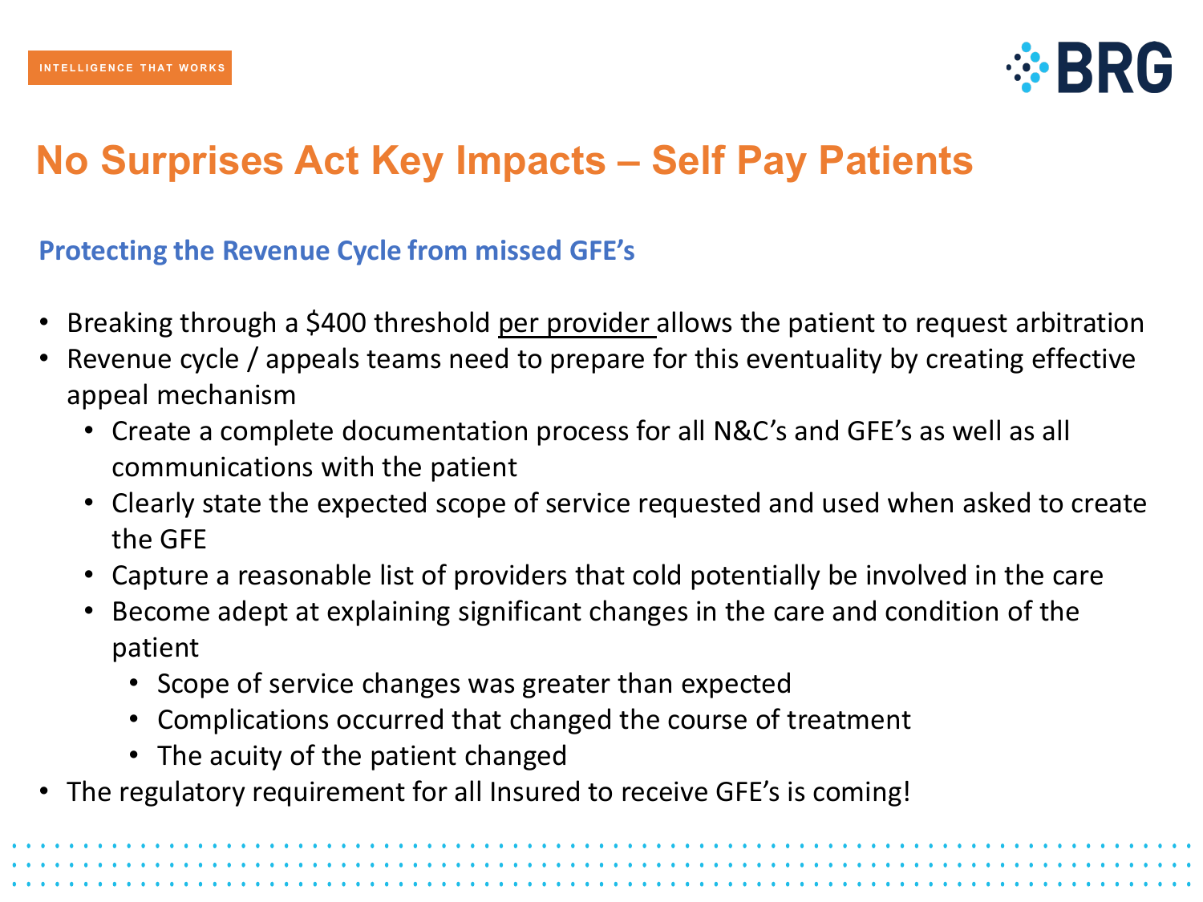# No Surprises Act Key Impacts – Self Pay Patients

## Protecting the Revenue Cycle from missed GFE's

- Breaking through a $400 threshold per provider allows the patient to request arbitration
- Revenue cycle / appeals teams need to prepare for this eventuality by creating effective appeal mechanism
  - Create a complete documentation process for all N&C's and GFE's as well as all communications with the patient
  - Clearly state the expected scope of service requested and used when asked to create the GFE
  - Capture a reasonable list of providers that cold potentially be involved in the care
  - Become adept at explaining significant changes in the care and condition of the patient
    - Scope of service changes was greater than expected
    - Complications occurred that changed the course of treatment
    - The acuity of the patient changed
- The regulatory requirement for all Insured to receive GFE's is coming!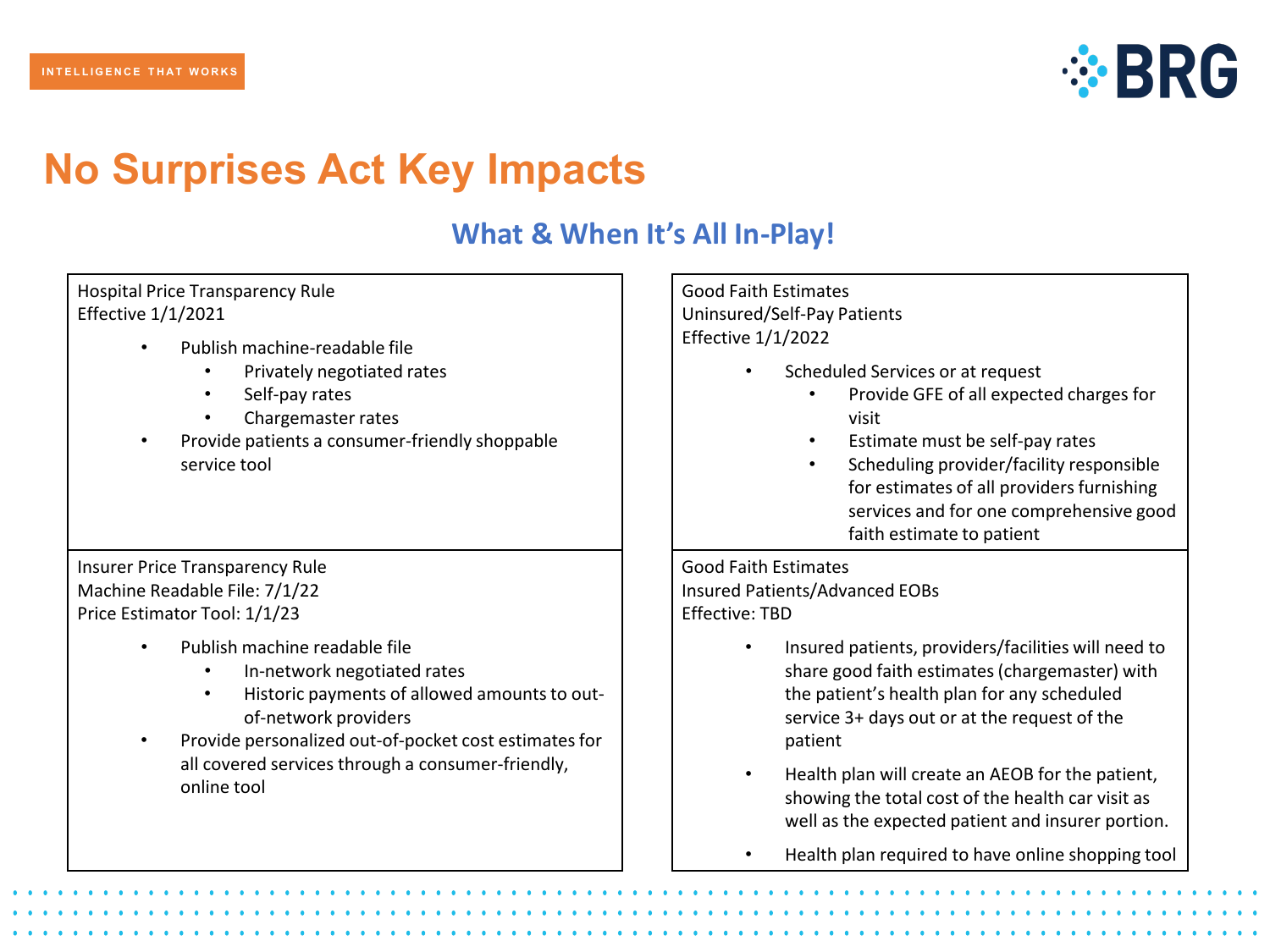# No Surprises Act Key Impacts

## What & When It's All In-Play!

Hospital Price Transparency Rule
Effective 1/1/2021

- Publish machine-readable file
  - Privately negotiated rates
  - Self-pay rates
  - Chargemaster rates
- Provide patients a consumer-friendly shoppable service tool

Good Faith Estimates
Uninsured/Self-Pay Patients
Effective 1/1/2022

- Scheduled Services or at request
  - Provide GFE of all expected charges for visit
  - Estimate must be self-pay rates
  - Scheduling provider/facility responsible for estimates of all providers furnishing services and for one comprehensive good faith estimate to patient

Insurer Price Transparency Rule
Machine Readable File: 7/1/22
Price Estimator Tool: 1/1/23

- Publish machine readable file
  - In-network negotiated rates
  - Historic payments of allowed amounts to out-of-network providers
- Provide personalized out-of-pocket cost estimates for all covered services through a consumer-friendly, online tool

Good Faith Estimates
Insured Patients/Advanced EOBs
Effective: TBD

- Insured patients, providers/facilities will need to share good faith estimates (chargemaster) with the patient's health plan for any scheduled service 3+ days out or at the request of the patient
- Health plan will create an AEOB for the patient, showing the total cost of the health car visit as well as the expected patient and insurer portion.
- Health plan required to have online shopping tool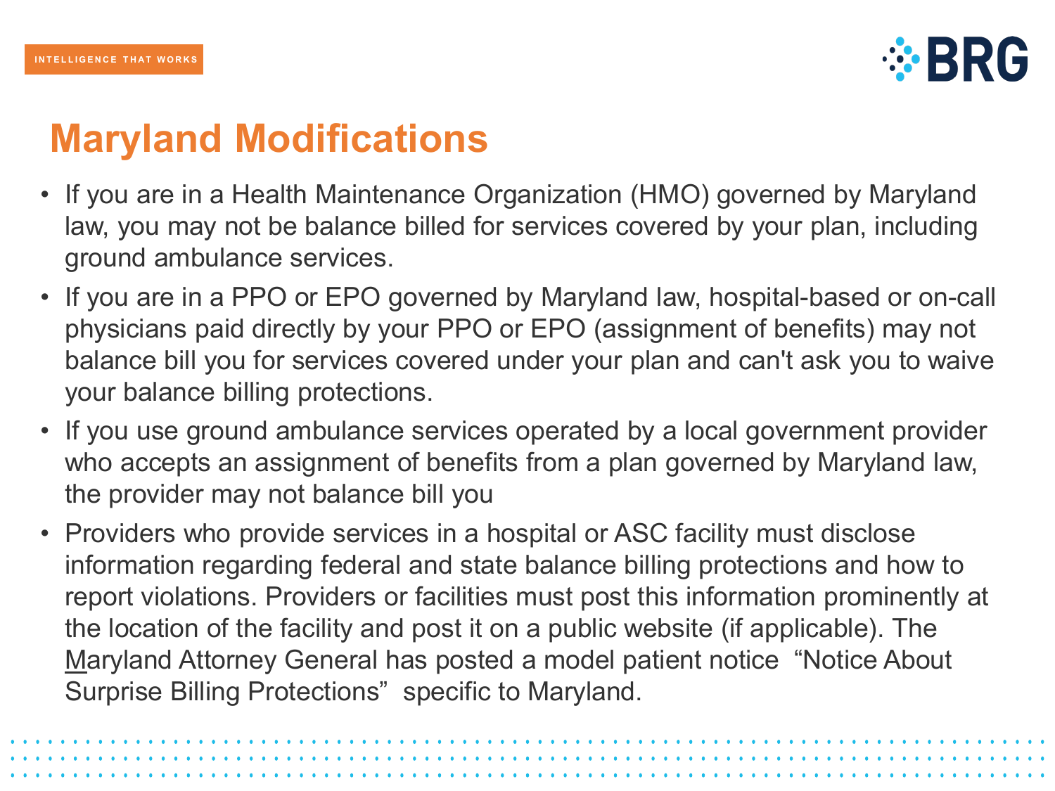# Maryland Modifications

- If you are in a Health Maintenance Organization (HMO) governed by Maryland law, you may not be balance billed for services covered by your plan, including ground ambulance services.
- If you are in a PPO or EPO governed by Maryland law, hospital-based or on-call physicians paid directly by your PPO or EPO (assignment of benefits) may not balance bill you for services covered under your plan and can't ask you to waive your balance billing protections.
- If you use ground ambulance services operated by a local government provider who accepts an assignment of benefits from a plan governed by Maryland law, the provider may not balance bill you
- Providers who provide services in a hospital or ASC facility must disclose information regarding federal and state balance billing protections and how to report violations. Providers or facilities must post this information prominently at the location of the facility and post it on a public website (if applicable). The Maryland Attorney General has posted a model patient notice "Notice About Surprise Billing Protections" specific to Maryland.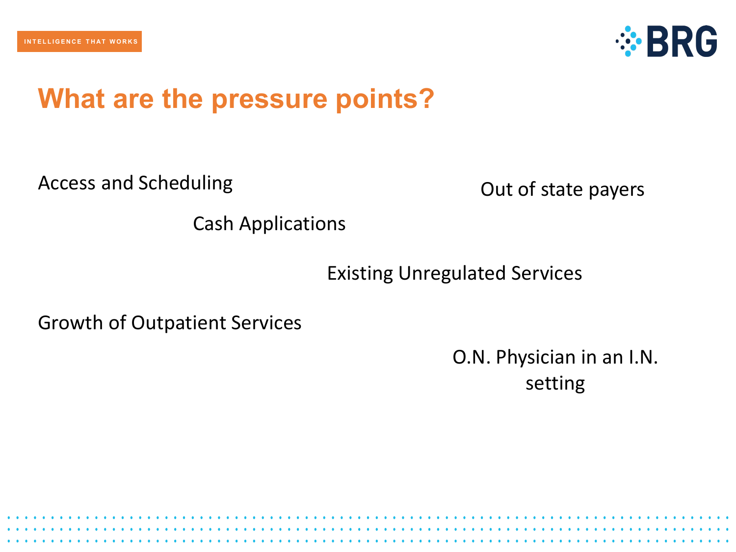# What are the pressure points?

Access and Scheduling

Out of state payers

Cash Applications

Existing Unregulated Services

Growth of Outpatient Services

O.N. Physician in an I.N. setting